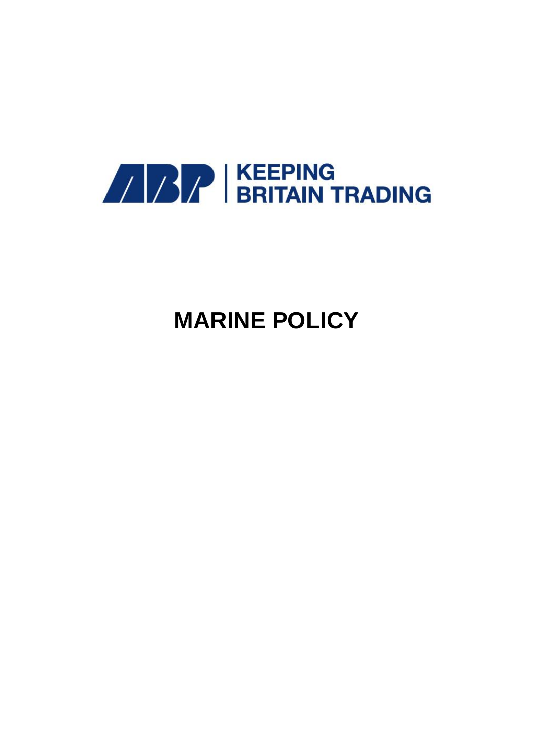ABP | KEEPING BRITAIN TRADING

# MARINE POLICY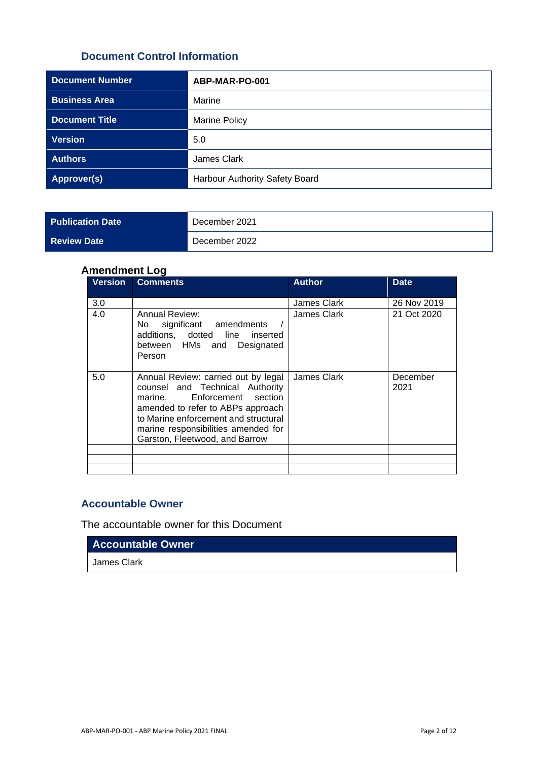## Document Control Information

| | |
|---|---|
| **Document Number** | **ABP-MAR-PO-001** |
| **Business Area** | Marine |
| **Document Title** | Marine Policy |
| **Version** | 5.0 |
| **Authors** | James Clark |
| **Approver(s)** | Harbour Authority Safety Board |

| | |
|---|---|
| **Publication Date** | December 2021 |
| **Review Date** | December 2022 |

### Amendment Log

| Version | Comments | Author | Date |
|---|---|---|---|
| 3.0 | | James Clark | 26 Nov 2019 |
| 4.0 | Annual Review: No significant amendments / additions, dotted line inserted between HMs and Designated Person | James Clark | 21 Oct 2020 |
| 5.0 | Annual Review: carried out by legal counsel and Technical Authority marine. Enforcement section amended to refer to ABPs approach to Marine enforcement and structural marine responsibilities amended for Garston, Fleetwood, and Barrow | James Clark | December 2021 |
| | | | |
| | | | |
| | | | |

## Accountable Owner

The accountable owner for this Document

| Accountable Owner |
|---|
| James Clark |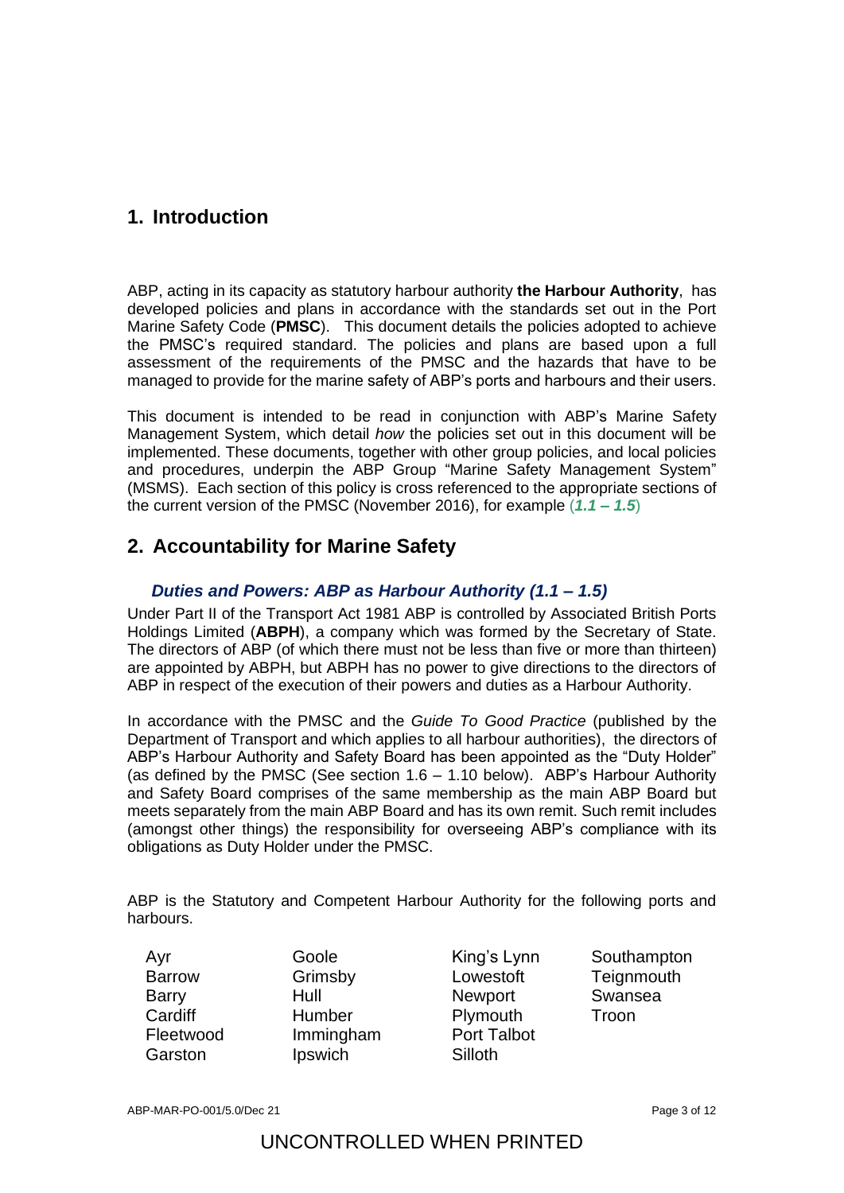## 1. Introduction

ABP, acting in its capacity as statutory harbour authority **the Harbour Authority**, has developed policies and plans in accordance with the standards set out in the Port Marine Safety Code (**PMSC**). This document details the policies adopted to achieve the PMSC's required standard. The policies and plans are based upon a full assessment of the requirements of the PMSC and the hazards that have to be managed to provide for the marine safety of ABP's ports and harbours and their users.

This document is intended to be read in conjunction with ABP's Marine Safety Management System, which detail *how* the policies set out in this document will be implemented. These documents, together with other group policies, and local policies and procedures, underpin the ABP Group "Marine Safety Management System" (MSMS). Each section of this policy is cross referenced to the appropriate sections of the current version of the PMSC (November 2016), for example (***1.1 – 1.5***)

## 2. Accountability for Marine Safety

### *Duties and Powers: ABP as Harbour Authority (1.1 – 1.5)*

Under Part II of the Transport Act 1981 ABP is controlled by Associated British Ports Holdings Limited (**ABPH**), a company which was formed by the Secretary of State. The directors of ABP (of which there must not be less than five or more than thirteen) are appointed by ABPH, but ABPH has no power to give directions to the directors of ABP in respect of the execution of their powers and duties as a Harbour Authority.

In accordance with the PMSC and the *Guide To Good Practice* (published by the Department of Transport and which applies to all harbour authorities), the directors of ABP's Harbour Authority and Safety Board has been appointed as the "Duty Holder" (as defined by the PMSC (See section 1.6 – 1.10 below). ABP's Harbour Authority and Safety Board comprises of the same membership as the main ABP Board but meets separately from the main ABP Board and has its own remit. Such remit includes (amongst other things) the responsibility for overseeing ABP's compliance with its obligations as Duty Holder under the PMSC.

ABP is the Statutory and Competent Harbour Authority for the following ports and harbours.

| | | | |
|---|---|---|---|
| Ayr | Goole | King's Lynn | Southampton |
| Barrow | Grimsby | Lowestoft | Teignmouth |
| Barry | Hull | Newport | Swansea |
| Cardiff | Humber | Plymouth | Troon |
| Fleetwood | Immingham | Port Talbot | |
| Garston | Ipswich | Silloth | |

ABP-MAR-PO-001/5.0/Dec 21

UNCONTROLLED WHEN PRINTED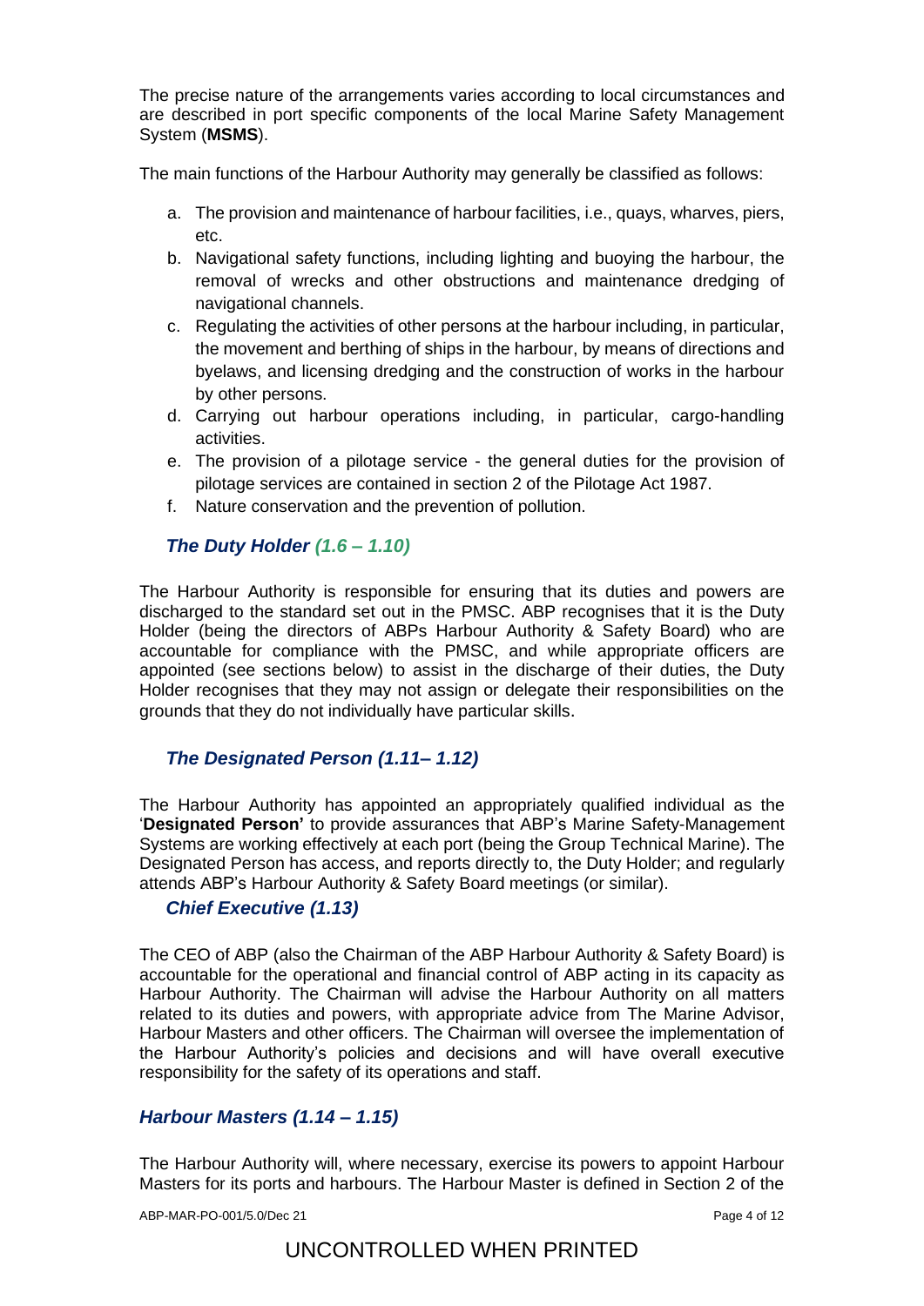The precise nature of the arrangements varies according to local circumstances and are described in port specific components of the local Marine Safety Management System (**MSMS**).

The main functions of the Harbour Authority may generally be classified as follows:

a. The provision and maintenance of harbour facilities, i.e., quays, wharves, piers, etc.
b. Navigational safety functions, including lighting and buoying the harbour, the removal of wrecks and other obstructions and maintenance dredging of navigational channels.
c. Regulating the activities of other persons at the harbour including, in particular, the movement and berthing of ships in the harbour, by means of directions and byelaws, and licensing dredging and the construction of works in the harbour by other persons.
d. Carrying out harbour operations including, in particular, cargo-handling activities.
e. The provision of a pilotage service - the general duties for the provision of pilotage services are contained in section 2 of the Pilotage Act 1987.
f. Nature conservation and the prevention of pollution.

### *The Duty Holder (1.6 – 1.10)*

The Harbour Authority is responsible for ensuring that its duties and powers are discharged to the standard set out in the PMSC. ABP recognises that it is the Duty Holder (being the directors of ABPs Harbour Authority & Safety Board) who are accountable for compliance with the PMSC, and while appropriate officers are appointed (see sections below) to assist in the discharge of their duties, the Duty Holder recognises that they may not assign or delegate their responsibilities on the grounds that they do not individually have particular skills.

### *The Designated Person (1.11– 1.12)*

The Harbour Authority has appointed an appropriately qualified individual as the '**Designated Person'** to provide assurances that ABP's Marine Safety-Management Systems are working effectively at each port (being the Group Technical Marine). The Designated Person has access, and reports directly to, the Duty Holder; and regularly attends ABP's Harbour Authority & Safety Board meetings (or similar).

### *Chief Executive (1.13)*

The CEO of ABP (also the Chairman of the ABP Harbour Authority & Safety Board) is accountable for the operational and financial control of ABP acting in its capacity as Harbour Authority. The Chairman will advise the Harbour Authority on all matters related to its duties and powers, with appropriate advice from The Marine Advisor, Harbour Masters and other officers. The Chairman will oversee the implementation of the Harbour Authority's policies and decisions and will have overall executive responsibility for the safety of its operations and staff.

### *Harbour Masters (1.14 – 1.15)*

The Harbour Authority will, where necessary, exercise its powers to appoint Harbour Masters for its ports and harbours. The Harbour Master is defined in Section 2 of the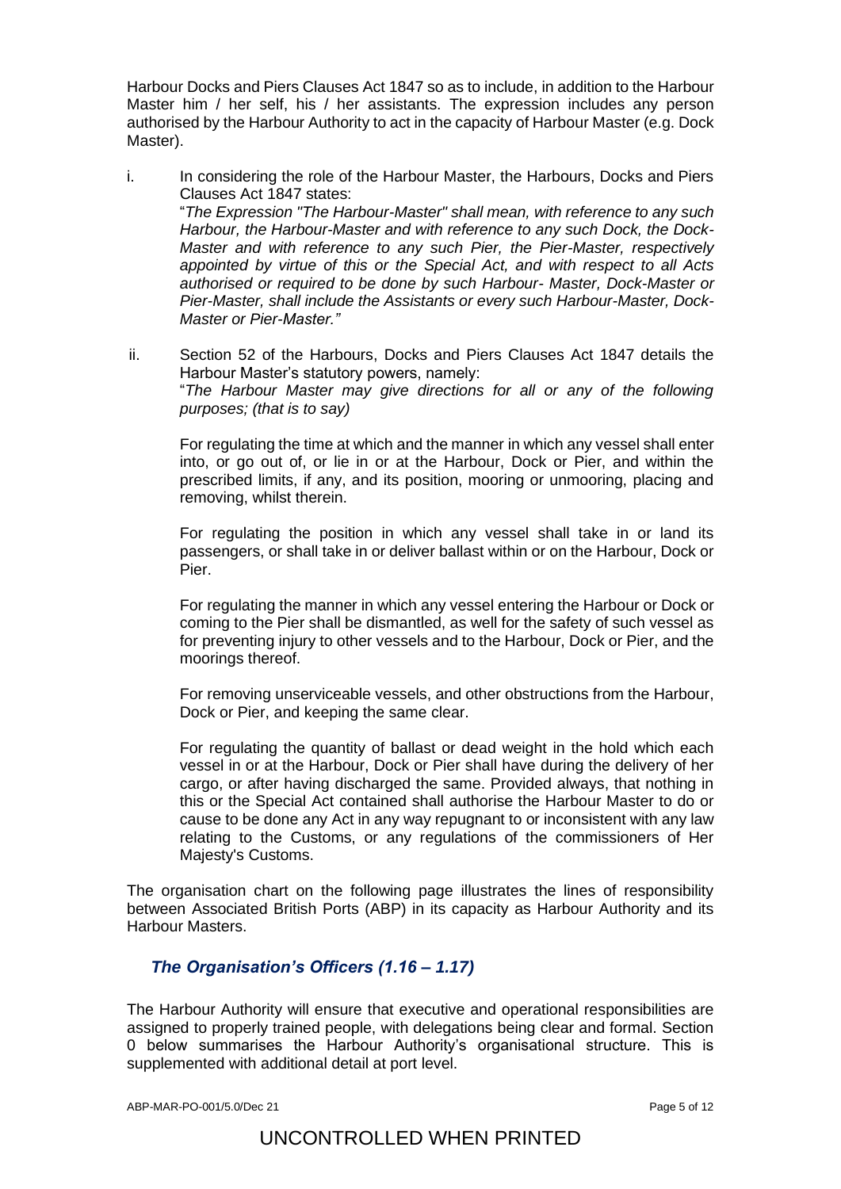Harbour Docks and Piers Clauses Act 1847 so as to include, in addition to the Harbour Master him / her self, his / her assistants. The expression includes any person authorised by the Harbour Authority to act in the capacity of Harbour Master (e.g. Dock Master).

i. In considering the role of the Harbour Master, the Harbours, Docks and Piers Clauses Act 1847 states:
   "*The Expression "The Harbour-Master" shall mean, with reference to any such Harbour, the Harbour-Master and with reference to any such Dock, the Dock-Master and with reference to any such Pier, the Pier-Master, respectively appointed by virtue of this or the Special Act, and with respect to all Acts authorised or required to be done by such Harbour- Master, Dock-Master or Pier-Master, shall include the Assistants or every such Harbour-Master, Dock-Master or Pier-Master.*"

ii. Section 52 of the Harbours, Docks and Piers Clauses Act 1847 details the Harbour Master's statutory powers, namely:
   "*The Harbour Master may give directions for all or any of the following purposes; (that is to say)*

   For regulating the time at which and the manner in which any vessel shall enter into, or go out of, or lie in or at the Harbour, Dock or Pier, and within the prescribed limits, if any, and its position, mooring or unmooring, placing and removing, whilst therein.

   For regulating the position in which any vessel shall take in or land its passengers, or shall take in or deliver ballast within or on the Harbour, Dock or Pier.

   For regulating the manner in which any vessel entering the Harbour or Dock or coming to the Pier shall be dismantled, as well for the safety of such vessel as for preventing injury to other vessels and to the Harbour, Dock or Pier, and the moorings thereof.

   For removing unserviceable vessels, and other obstructions from the Harbour, Dock or Pier, and keeping the same clear.

   For regulating the quantity of ballast or dead weight in the hold which each vessel in or at the Harbour, Dock or Pier shall have during the delivery of her cargo, or after having discharged the same. Provided always, that nothing in this or the Special Act contained shall authorise the Harbour Master to do or cause to be done any Act in any way repugnant to or inconsistent with any law relating to the Customs, or any regulations of the commissioners of Her Majesty's Customs.

The organisation chart on the following page illustrates the lines of responsibility between Associated British Ports (ABP) in its capacity as Harbour Authority and its Harbour Masters.

### *The Organisation's Officers (1.16 – 1.17)*

The Harbour Authority will ensure that executive and operational responsibilities are assigned to properly trained people, with delegations being clear and formal. Section 0 below summarises the Harbour Authority's organisational structure. This is supplemented with additional detail at port level.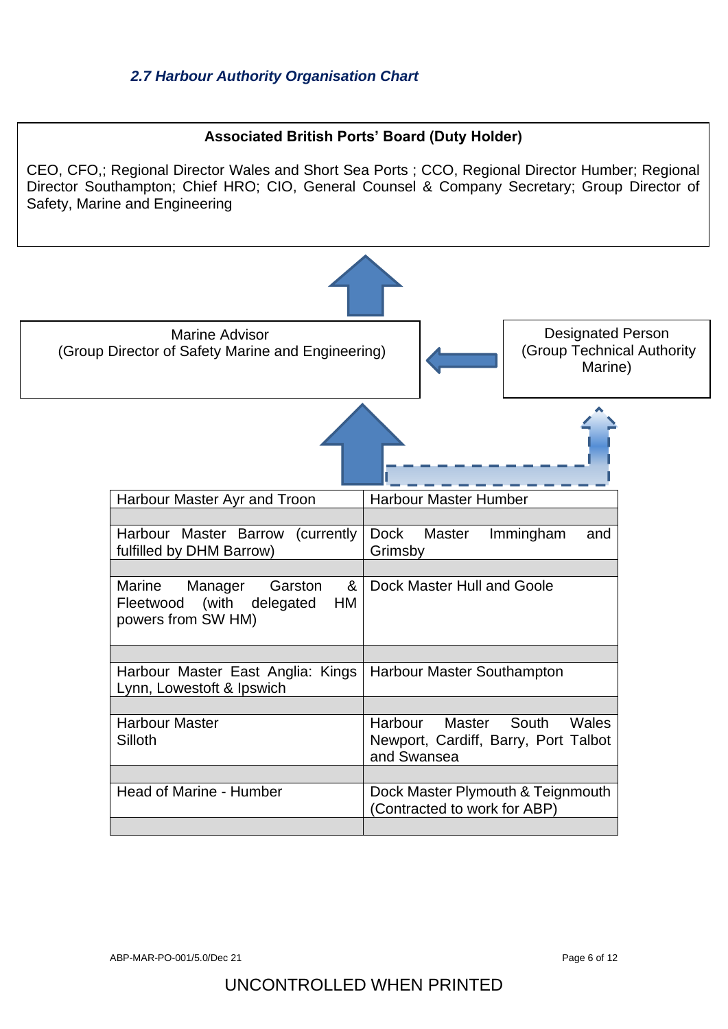### *2.7 Harbour Authority Organisation Chart*

**Associated British Ports' Board (Duty Holder)**

CEO, CFO,; Regional Director Wales and Short Sea Ports ; CCO, Regional Director Humber; Regional Director Southampton; Chief HRO; CIO, General Counsel & Company Secretary; Group Director of Safety, Marine and Engineering

Marine Advisor
(Group Director of Safety Marine and Engineering)

Designated Person
(Group Technical Authority Marine)

| | |
|---|---|
| Harbour Master Ayr and Troon | Harbour Master Humber |
| | |
| Harbour Master Barrow (currently fulfilled by DHM Barrow) | Dock Master Immingham and Grimsby |
| | |
| Marine Manager Garston & Fleetwood (with delegated HM powers from SW HM) | Dock Master Hull and Goole |
| | |
| Harbour Master East Anglia: Kings Lynn, Lowestoft & Ipswich | Harbour Master Southampton |
| | |
| Harbour Master Silloth | Harbour Master South Wales Newport, Cardiff, Barry, Port Talbot and Swansea |
| | |
| Head of Marine - Humber | Dock Master Plymouth & Teignmouth (Contracted to work for ABP) |
| | |

ABP-MAR-PO-001/5.0/Dec 21

UNCONTROLLED WHEN PRINTED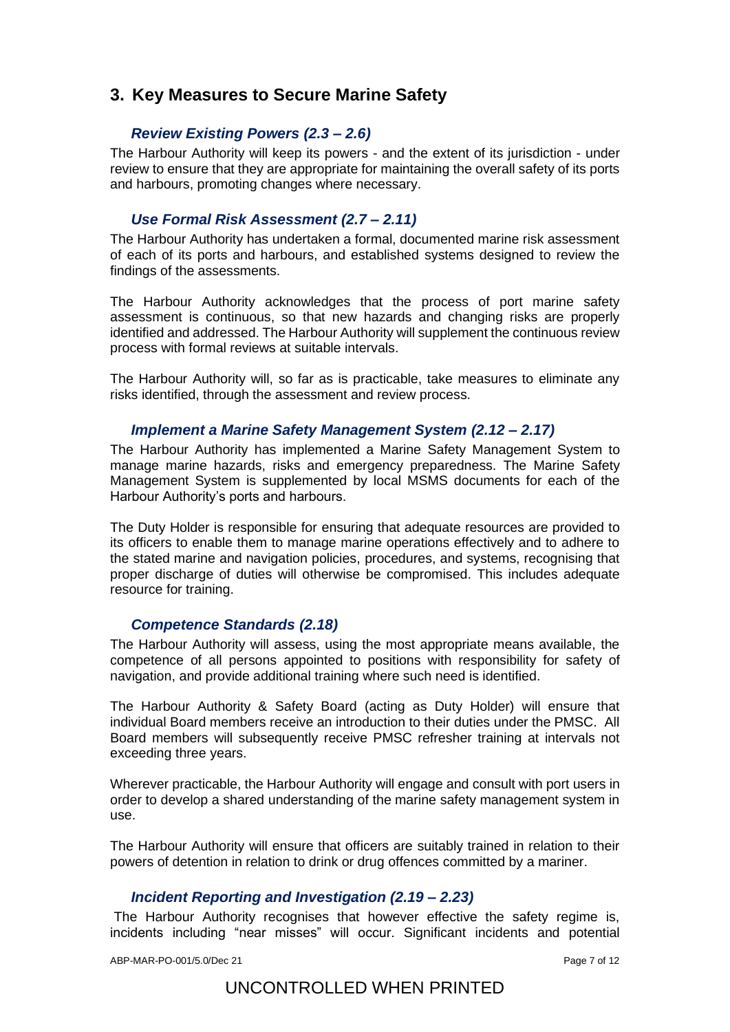## 3. Key Measures to Secure Marine Safety

### *Review Existing Powers (2.3 – 2.6)*

The Harbour Authority will keep its powers - and the extent of its jurisdiction - under review to ensure that they are appropriate for maintaining the overall safety of its ports and harbours, promoting changes where necessary.

### *Use Formal Risk Assessment (2.7 – 2.11)*

The Harbour Authority has undertaken a formal, documented marine risk assessment of each of its ports and harbours, and established systems designed to review the findings of the assessments.

The Harbour Authority acknowledges that the process of port marine safety assessment is continuous, so that new hazards and changing risks are properly identified and addressed. The Harbour Authority will supplement the continuous review process with formal reviews at suitable intervals.

The Harbour Authority will, so far as is practicable, take measures to eliminate any risks identified, through the assessment and review process.

### *Implement a Marine Safety Management System (2.12 – 2.17)*

The Harbour Authority has implemented a Marine Safety Management System to manage marine hazards, risks and emergency preparedness. The Marine Safety Management System is supplemented by local MSMS documents for each of the Harbour Authority's ports and harbours.

The Duty Holder is responsible for ensuring that adequate resources are provided to its officers to enable them to manage marine operations effectively and to adhere to the stated marine and navigation policies, procedures, and systems, recognising that proper discharge of duties will otherwise be compromised. This includes adequate resource for training.

### *Competence Standards (2.18)*

The Harbour Authority will assess, using the most appropriate means available, the competence of all persons appointed to positions with responsibility for safety of navigation, and provide additional training where such need is identified.

The Harbour Authority & Safety Board (acting as Duty Holder) will ensure that individual Board members receive an introduction to their duties under the PMSC. All Board members will subsequently receive PMSC refresher training at intervals not exceeding three years.

Wherever practicable, the Harbour Authority will engage and consult with port users in order to develop a shared understanding of the marine safety management system in use.

The Harbour Authority will ensure that officers are suitably trained in relation to their powers of detention in relation to drink or drug offences committed by a mariner.

### *Incident Reporting and Investigation (2.19 – 2.23)*

The Harbour Authority recognises that however effective the safety regime is, incidents including "near misses" will occur. Significant incidents and potential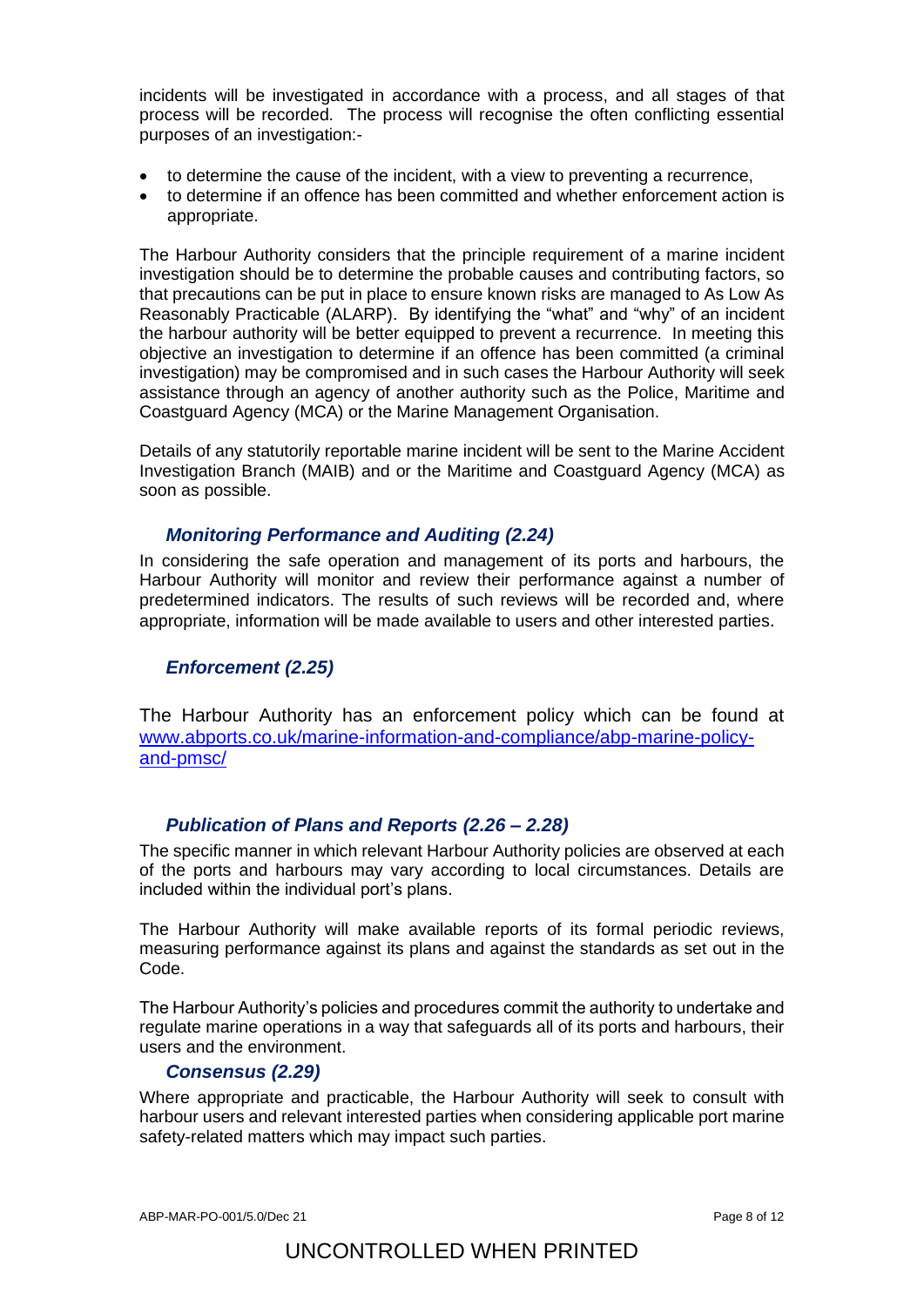incidents will be investigated in accordance with a process, and all stages of that process will be recorded. The process will recognise the often conflicting essential purposes of an investigation:-

- to determine the cause of the incident, with a view to preventing a recurrence,
- to determine if an offence has been committed and whether enforcement action is appropriate.

The Harbour Authority considers that the principle requirement of a marine incident investigation should be to determine the probable causes and contributing factors, so that precautions can be put in place to ensure known risks are managed to As Low As Reasonably Practicable (ALARP). By identifying the "what" and "why" of an incident the harbour authority will be better equipped to prevent a recurrence. In meeting this objective an investigation to determine if an offence has been committed (a criminal investigation) may be compromised and in such cases the Harbour Authority will seek assistance through an agency of another authority such as the Police, Maritime and Coastguard Agency (MCA) or the Marine Management Organisation.

Details of any statutorily reportable marine incident will be sent to the Marine Accident Investigation Branch (MAIB) and or the Maritime and Coastguard Agency (MCA) as soon as possible.

### *Monitoring Performance and Auditing (2.24)*

In considering the safe operation and management of its ports and harbours, the Harbour Authority will monitor and review their performance against a number of predetermined indicators. The results of such reviews will be recorded and, where appropriate, information will be made available to users and other interested parties.

### *Enforcement (2.25)*

The Harbour Authority has an enforcement policy which can be found at [www.abports.co.uk/marine-information-and-compliance/abp-marine-policy-and-pmsc/](www.abports.co.uk/marine-information-and-compliance/abp-marine-policy-and-pmsc/)

### *Publication of Plans and Reports (2.26 – 2.28)*

The specific manner in which relevant Harbour Authority policies are observed at each of the ports and harbours may vary according to local circumstances. Details are included within the individual port's plans.

The Harbour Authority will make available reports of its formal periodic reviews, measuring performance against its plans and against the standards as set out in the Code.

The Harbour Authority's policies and procedures commit the authority to undertake and regulate marine operations in a way that safeguards all of its ports and harbours, their users and the environment.

### *Consensus (2.29)*

Where appropriate and practicable, the Harbour Authority will seek to consult with harbour users and relevant interested parties when considering applicable port marine safety-related matters which may impact such parties.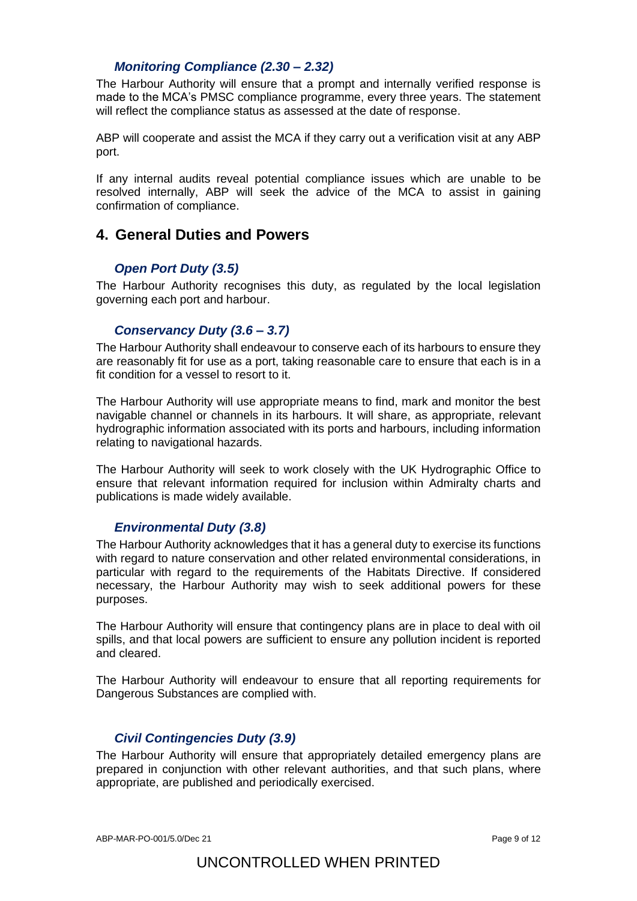### *Monitoring Compliance (2.30 – 2.32)*

The Harbour Authority will ensure that a prompt and internally verified response is made to the MCA's PMSC compliance programme, every three years. The statement will reflect the compliance status as assessed at the date of response.

ABP will cooperate and assist the MCA if they carry out a verification visit at any ABP port.

If any internal audits reveal potential compliance issues which are unable to be resolved internally, ABP will seek the advice of the MCA to assist in gaining confirmation of compliance.

## 4. General Duties and Powers

### *Open Port Duty (3.5)*

The Harbour Authority recognises this duty, as regulated by the local legislation governing each port and harbour.

### *Conservancy Duty (3.6 – 3.7)*

The Harbour Authority shall endeavour to conserve each of its harbours to ensure they are reasonably fit for use as a port, taking reasonable care to ensure that each is in a fit condition for a vessel to resort to it.

The Harbour Authority will use appropriate means to find, mark and monitor the best navigable channel or channels in its harbours. It will share, as appropriate, relevant hydrographic information associated with its ports and harbours, including information relating to navigational hazards.

The Harbour Authority will seek to work closely with the UK Hydrographic Office to ensure that relevant information required for inclusion within Admiralty charts and publications is made widely available.

### *Environmental Duty (3.8)*

The Harbour Authority acknowledges that it has a general duty to exercise its functions with regard to nature conservation and other related environmental considerations, in particular with regard to the requirements of the Habitats Directive. If considered necessary, the Harbour Authority may wish to seek additional powers for these purposes.

The Harbour Authority will ensure that contingency plans are in place to deal with oil spills, and that local powers are sufficient to ensure any pollution incident is reported and cleared.

The Harbour Authority will endeavour to ensure that all reporting requirements for Dangerous Substances are complied with.

### *Civil Contingencies Duty (3.9)*

The Harbour Authority will ensure that appropriately detailed emergency plans are prepared in conjunction with other relevant authorities, and that such plans, where appropriate, are published and periodically exercised.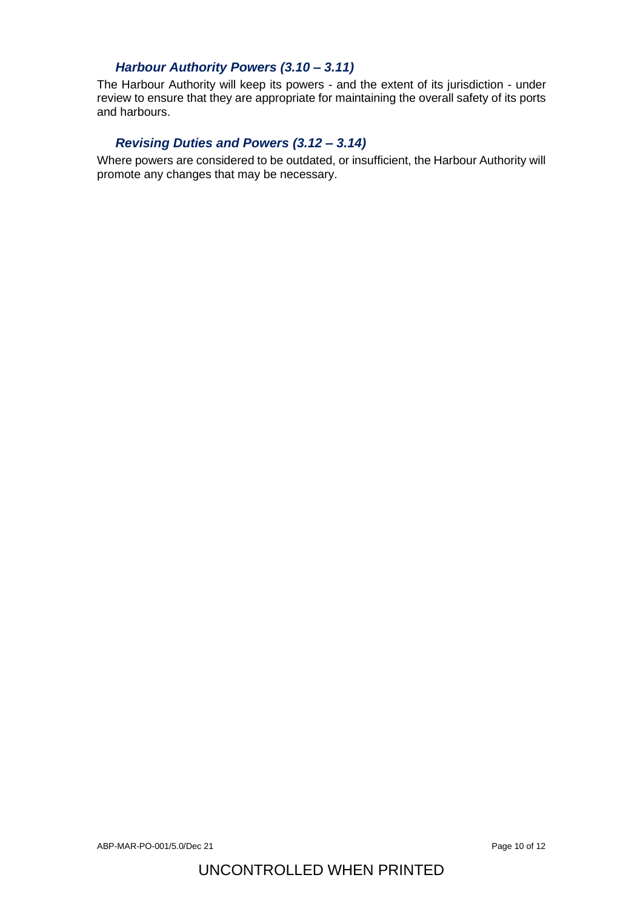### *Harbour Authority Powers (3.10 – 3.11)*

The Harbour Authority will keep its powers - and the extent of its jurisdiction - under review to ensure that they are appropriate for maintaining the overall safety of its ports and harbours.

### *Revising Duties and Powers (3.12 – 3.14)*

Where powers are considered to be outdated, or insufficient, the Harbour Authority will promote any changes that may be necessary.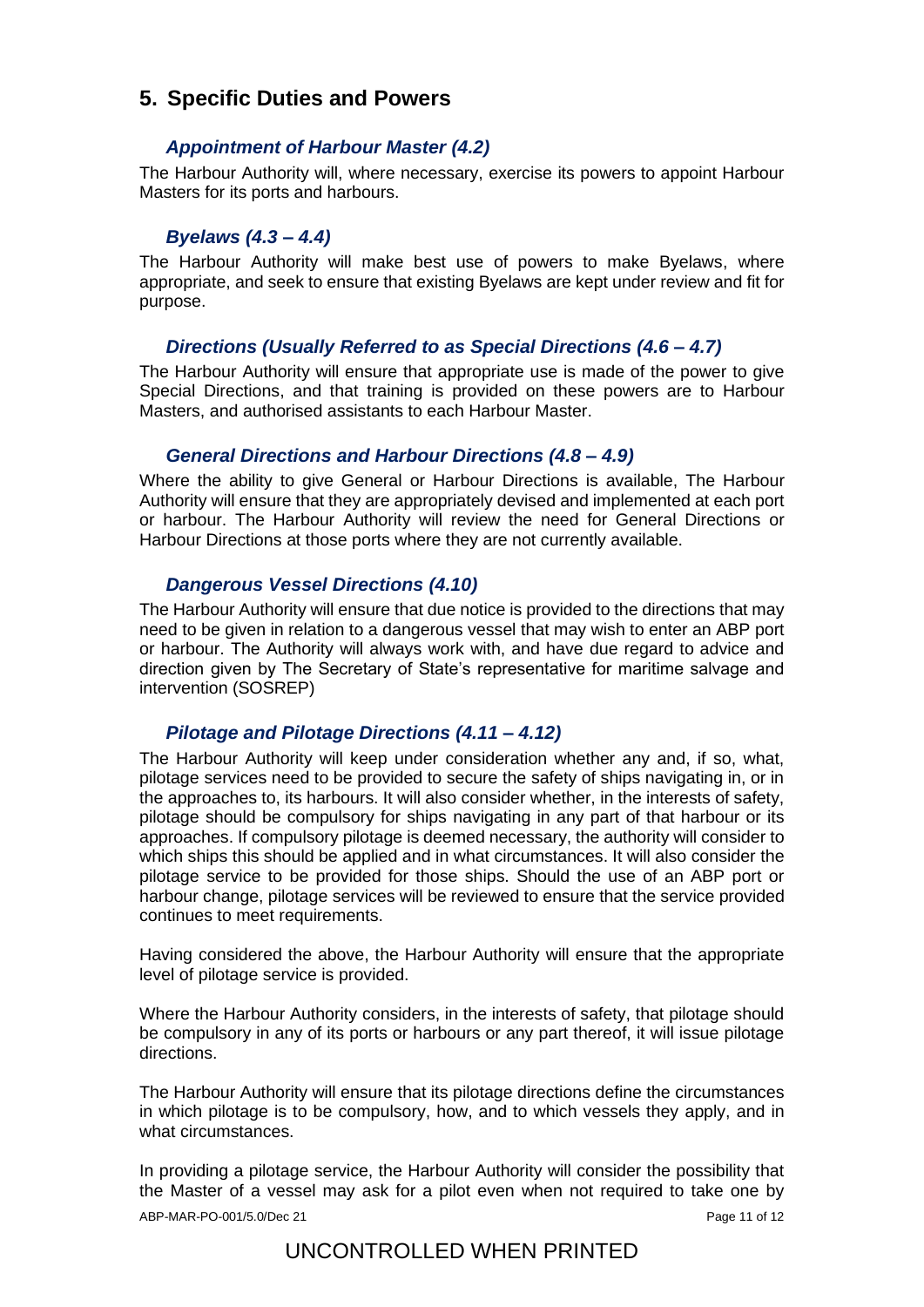## 5. Specific Duties and Powers

### *Appointment of Harbour Master (4.2)*

The Harbour Authority will, where necessary, exercise its powers to appoint Harbour Masters for its ports and harbours.

### *Byelaws (4.3 – 4.4)*

The Harbour Authority will make best use of powers to make Byelaws, where appropriate, and seek to ensure that existing Byelaws are kept under review and fit for purpose.

### *Directions (Usually Referred to as Special Directions (4.6 – 4.7)*

The Harbour Authority will ensure that appropriate use is made of the power to give Special Directions, and that training is provided on these powers are to Harbour Masters, and authorised assistants to each Harbour Master.

### *General Directions and Harbour Directions (4.8 – 4.9)*

Where the ability to give General or Harbour Directions is available, The Harbour Authority will ensure that they are appropriately devised and implemented at each port or harbour. The Harbour Authority will review the need for General Directions or Harbour Directions at those ports where they are not currently available.

### *Dangerous Vessel Directions (4.10)*

The Harbour Authority will ensure that due notice is provided to the directions that may need to be given in relation to a dangerous vessel that may wish to enter an ABP port or harbour. The Authority will always work with, and have due regard to advice and direction given by The Secretary of State's representative for maritime salvage and intervention (SOSREP)

### *Pilotage and Pilotage Directions (4.11 – 4.12)*

The Harbour Authority will keep under consideration whether any and, if so, what, pilotage services need to be provided to secure the safety of ships navigating in, or in the approaches to, its harbours. It will also consider whether, in the interests of safety, pilotage should be compulsory for ships navigating in any part of that harbour or its approaches. If compulsory pilotage is deemed necessary, the authority will consider to which ships this should be applied and in what circumstances. It will also consider the pilotage service to be provided for those ships. Should the use of an ABP port or harbour change, pilotage services will be reviewed to ensure that the service provided continues to meet requirements.

Having considered the above, the Harbour Authority will ensure that the appropriate level of pilotage service is provided.

Where the Harbour Authority considers, in the interests of safety, that pilotage should be compulsory in any of its ports or harbours or any part thereof, it will issue pilotage directions.

The Harbour Authority will ensure that its pilotage directions define the circumstances in which pilotage is to be compulsory, how, and to which vessels they apply, and in what circumstances.

In providing a pilotage service, the Harbour Authority will consider the possibility that the Master of a vessel may ask for a pilot even when not required to take one by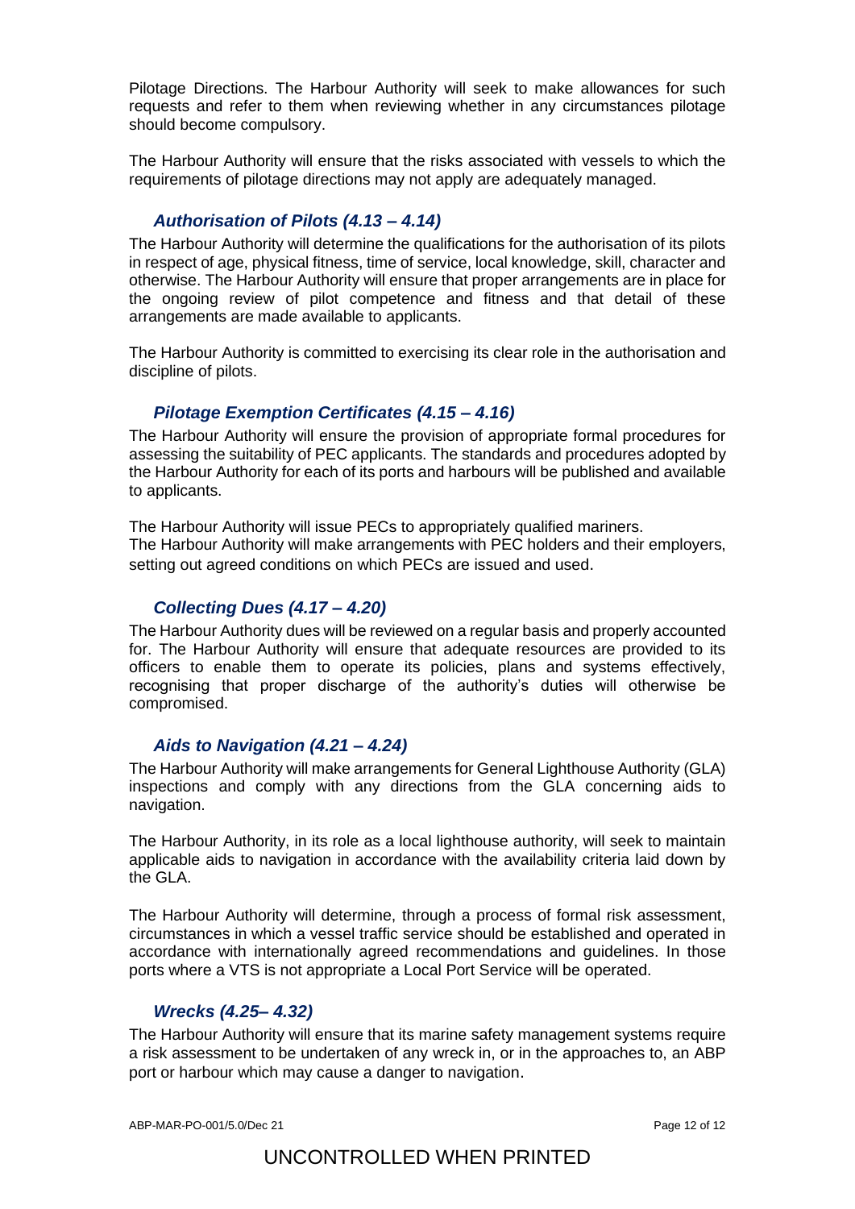Pilotage Directions. The Harbour Authority will seek to make allowances for such requests and refer to them when reviewing whether in any circumstances pilotage should become compulsory.

The Harbour Authority will ensure that the risks associated with vessels to which the requirements of pilotage directions may not apply are adequately managed.

### *Authorisation of Pilots (4.13 – 4.14)*

The Harbour Authority will determine the qualifications for the authorisation of its pilots in respect of age, physical fitness, time of service, local knowledge, skill, character and otherwise. The Harbour Authority will ensure that proper arrangements are in place for the ongoing review of pilot competence and fitness and that detail of these arrangements are made available to applicants.

The Harbour Authority is committed to exercising its clear role in the authorisation and discipline of pilots.

### *Pilotage Exemption Certificates (4.15 – 4.16)*

The Harbour Authority will ensure the provision of appropriate formal procedures for assessing the suitability of PEC applicants. The standards and procedures adopted by the Harbour Authority for each of its ports and harbours will be published and available to applicants.

The Harbour Authority will issue PECs to appropriately qualified mariners.
The Harbour Authority will make arrangements with PEC holders and their employers, setting out agreed conditions on which PECs are issued and used.

### *Collecting Dues (4.17 – 4.20)*

The Harbour Authority dues will be reviewed on a regular basis and properly accounted for. The Harbour Authority will ensure that adequate resources are provided to its officers to enable them to operate its policies, plans and systems effectively, recognising that proper discharge of the authority's duties will otherwise be compromised.

### *Aids to Navigation (4.21 – 4.24)*

The Harbour Authority will make arrangements for General Lighthouse Authority (GLA) inspections and comply with any directions from the GLA concerning aids to navigation.

The Harbour Authority, in its role as a local lighthouse authority, will seek to maintain applicable aids to navigation in accordance with the availability criteria laid down by the GLA.

The Harbour Authority will determine, through a process of formal risk assessment, circumstances in which a vessel traffic service should be established and operated in accordance with internationally agreed recommendations and guidelines. In those ports where a VTS is not appropriate a Local Port Service will be operated.

### *Wrecks (4.25– 4.32)*

The Harbour Authority will ensure that its marine safety management systems require a risk assessment to be undertaken of any wreck in, or in the approaches to, an ABP port or harbour which may cause a danger to navigation.